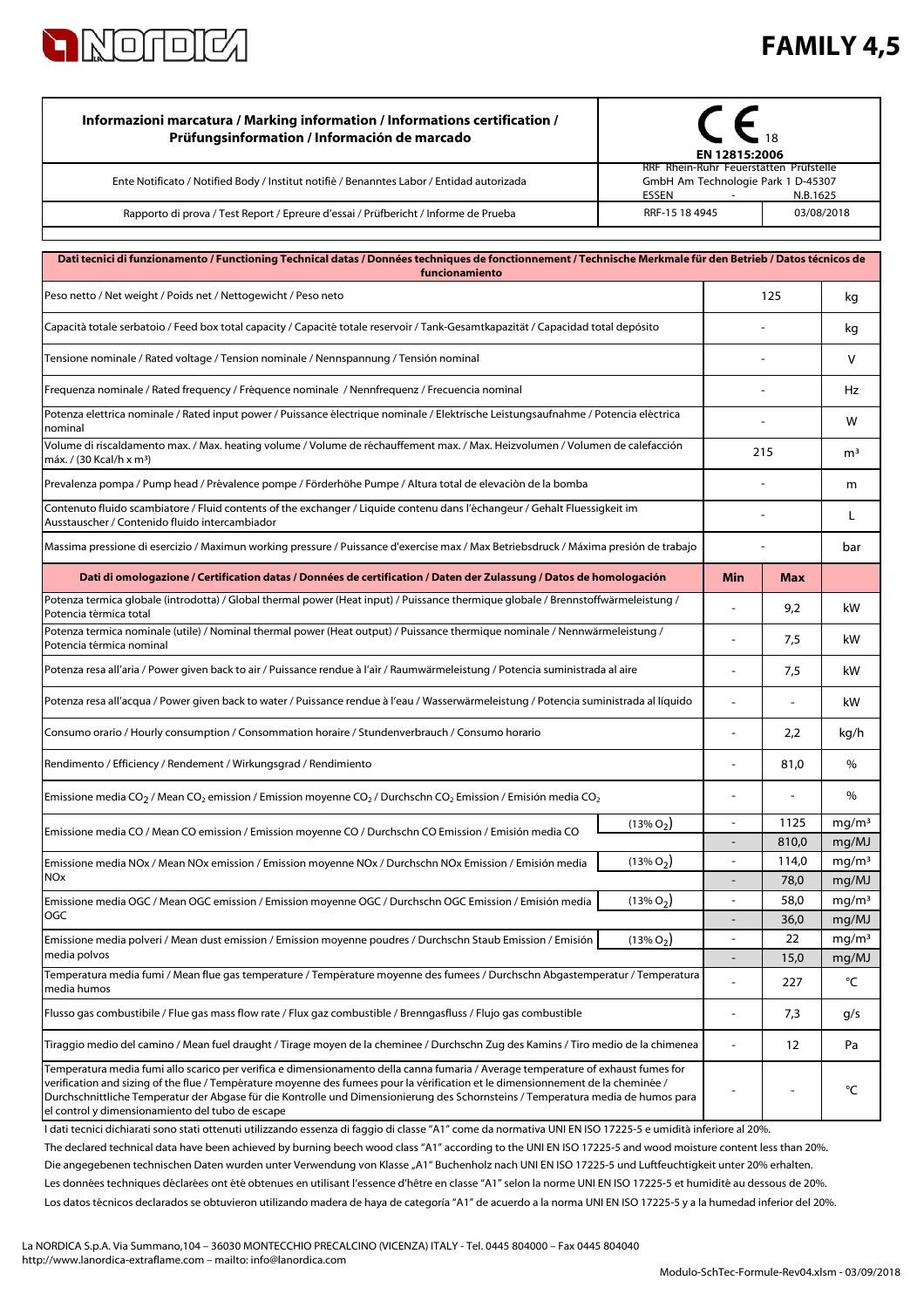# FAMILY 4,5

| Informazioni marcatura / Marking information / Informations certification / Prüfungsinformation / Información de marcado | CE 18 EN 12815:2006 | |
|---|---|---|
| Ente Notificato / Notified Body / Institut notifiè / Benanntes Labor / Entidad autorizada | RRF Rhein-Ruhr Feuerstätten Prüfstelle GmbH Am Technologie Park 1 D-45307 ESSEN - N.B.1625 | |
| Rapporto di prova / Test Report / Epreure d'essai / Prüfbericht / Informe de Prueba | RRF-15 18 4945 | 03/08/2018 |

| Dati tecnici di funzionamento / Functioning Technical datas / Données techniques de fonctionnement / Technische Merkmale für den Betrieb / Datos técnicos de funcionamiento | | | |
|---|---|---|---|
| Peso netto / Net weight / Poids net / Nettogewicht / Peso neto | | 125 | kg |
| Capacità totale serbatoio / Feed box total capacity / Capacité totale reservoir / Tank-Gesamtkapazität / Capacidad total depósito | | - | kg |
| Tensione nominale / Rated voltage / Tension nominale / Nennspannung / Tensión nominal | | - | V |
| Frequenza nominale / Rated frequency / Fréquence nominale / Nennfrequenz / Frecuencia nominal | | - | Hz |
| Potenza elettrica nominale / Rated input power / Puissance électrique nominale / Elektrische Leistungsaufnahme / Potencia eléctrica nominal | | - | W |
| Volume di riscaldamento max. / Max. heating volume / Volume de réchauffement max. / Max. Heizvolumen / Volumen de calefacción máx. / (30 Kcal/h x m³) | | 215 | m³ |
| Prevalenza pompa / Pump head / Prévalence pompe / Förderhöhe Pumpe / Altura total de elevaciòn de la bomba | | - | m |
| Contenuto fluido scambiatore / Fluid contents of the exchanger / Liquide contenu dans l'échangeur / Gehalt Fluessigkeit im Ausstauscher / Contenido fluido intercambiador | | - | L |
| Massima pressione di esercizio / Maximun working pressure / Puissance d'exercise max / Max Betriebsdruck / Máxima presión de trabajo | | - | bar |
| **Dati di omologazione / Certification datas / Données de certification / Daten der Zulassung / Datos de homologación** | **Min** | **Max** | |
| Potenza termica globale (introdotta) / Global thermal power (Heat input) / Puissance thermique globale / Brennstoffwärmeleistung / Potencia térmica total | - | 9,2 | kW |
| Potenza termica nominale (utile) / Nominal thermal power (Heat output) / Puissance thermique nominale / Nennwärmeleistung / Potencia térmica nominal | - | 7,5 | kW |
| Potenza resa all'aria / Power given back to air / Puissance rendue à l'air / Raumwärmeleistung / Potencia suministrada al aire | - | 7,5 | kW |
| Potenza resa all'acqua / Power given back to water / Puissance rendue à l'eau / Wasserwärmeleistung / Potencia suministrada al líquido | - | - | kW |
| Consumo orario / Hourly consumption / Consommation horaire / Stundenverbrauch / Consumo horario | - | 2,2 | kg/h |
| Rendimento / Efficiency / Rendement / Wirkungsgrad / Rendimiento | - | 81,0 | % |
| Emissione media $CO_2$ / Mean $CO_2$ emission / Emission moyenne $CO_2$ / Durchschn $CO_2$ Emission / Emisión media $CO_2$ | - | - | % |
| Emissione media CO / Mean CO emission / Emission moyenne CO / Durchschn CO Emission / Emisión media CO (13% $O_2$) | - | 1125 | mg/m³ |
| | - | 810,0 | mg/MJ |
| Emissione media NOx / Mean NOx emission / Emission moyenne NOx / Durchschn NOx Emission / Emisión media NOx (13% $O_2$) | - | 114,0 | mg/m³ |
| | - | 78,0 | mg/MJ |
| Emissione media OGC / Mean OGC emission / Emission moyenne OGC / Durchschn OGC Emission / Emisión media OGC (13% $O_2$) | - | 58,0 | mg/m³ |
| | - | 36,0 | mg/MJ |
| Emissione media polveri / Mean dust emission / Emission moyenne poudres / Durchschn Staub Emission / Emisión media polvos (13% $O_2$) | - | 22 | mg/m³ |
| | - | 15,0 | mg/MJ |
| Temperatura media fumi / Mean flue gas temperature / Température moyenne des fumees / Durchschn Abgastemperatur / Temperatura media humos | - | 227 | °C |
| Flusso gas combustibile / Flue gas mass flow rate / Flux gaz combustible / Brenngasfluss / Flujo gas combustible | - | 7,3 | g/s |
| Tiraggio medio del camino / Mean fuel draught / Tirage moyen de la cheminee / Durchschn Zug des Kamins / Tiro medio de la chimenea | - | 12 | Pa |
| Temperatura media fumi allo scarico per verifica e dimensionamento della canna fumaria / Average temperature of exhaust fumes for verification and sizing of the flue / Température moyenne des fumees pour la vèrification et le dimensionnement de la cheminée / Durchschnittliche Temperatur der Abgase für die Kontrolle und Dimensionierung des Schornsteins / Temperatura media de humos para el control y dimensionamiento del tubo de escape | - | - | °C |

I dati tecnici dichiarati sono stati ottenuti utilizzando essenza di faggio di classe "A1" come da normativa UNI EN ISO 17225-5 e umidità inferiore al 20%.

The declared technical data have been achieved by burning beech wood class "A1" according to the UNI EN ISO 17225-5 and wood moisture content less than 20%.

Die angegebenen technischen Daten wurden unter Verwendung von Klasse „A1" Buchenholz nach UNI EN ISO 17225-5 und Luftfeuchtigkeit unter 20% erhalten.

Les données techniques déclarées ont été obtenues en utilisant l'essence d'hêtre en classe "A1" selon la norme UNI EN ISO 17225-5 et humidité au dessous de 20%.

Los datos técnicos declarados se obtuvieron utilizando madera de haya de categoría "A1" de acuerdo a la norma UNI EN ISO 17225-5 y a la humedad inferior del 20%.

La NORDICA S.p.A. Via Summano,104 – 36030 MONTECCHIO PRECALCINO (VICENZA) ITALY - Tel. 0445 804000 – Fax 0445 804040
http://www.lanordica-extraflame.com – mailto: info@lanordica.com

Modulo-SchTec-Formule-Rev04.xlsm - 03/09/2018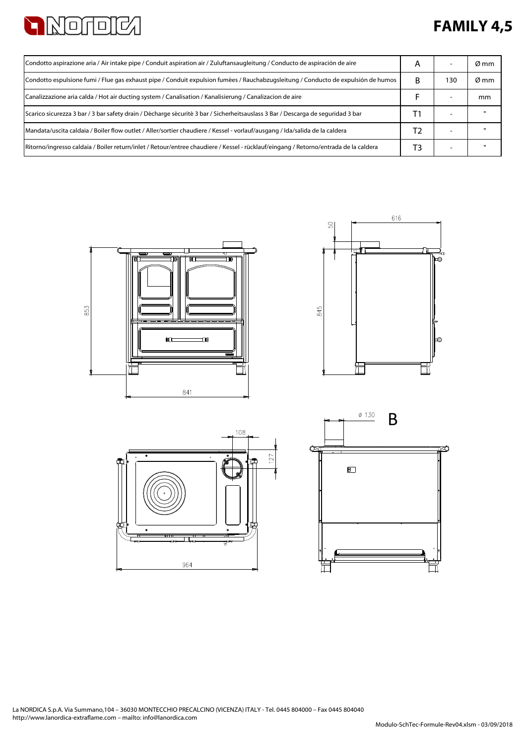# FAMILY 4,5

| | | | |
|---|---|---|---|
| Condotto aspirazione aria / Air intake pipe / Conduit aspiration air / Zuluftansaugleitung / Conducto de aspiración de aire | A | - | Ø mm |
| Condotto espulsione fumi / Flue gas exhaust pipe / Conduit expulsion fumées / Rauchabzugsleitung / Conducto de expulsión de humos | B | 130 | Ø mm |
| Canalizzazione aria calda / Hot air ducting system / Canalisation / Kanalisierung / Canalizacion de aire | F | - | mm |
| Scarico sicurezza 3 bar / 3 bar safety drain / Décharge sécurité 3 bar / Sicherheitsauslass 3 Bar / Descarga de seguridad 3 bar | T1 | - | " |
| Mandata/uscita caldaia / Boiler flow outlet / Aller/sortier chaudiere / Kessel - vorlauf/ausgang / Ida/salida de la caldera | T2 | - | " |
| Ritorno/ingresso caldaia / Boiler return/inlet / Retour/entree chaudiere / Kessel - rücklauf/eingang / Retorno/entrada de la caldera | T3 | - | " |

853
841
616
50
845
108
127
964
ø 130
B

La NORDICA S.p.A. Via Summano,104 – 36030 MONTECCHIO PRECALCINO (VICENZA) ITALY - Tel. 0445 804000 – Fax 0445 804040
http://www.lanordica-extraflame.com – mailto: info@lanordica.com

Modulo-SchTec-Formule-Rev04.xlsm - 03/09/2018